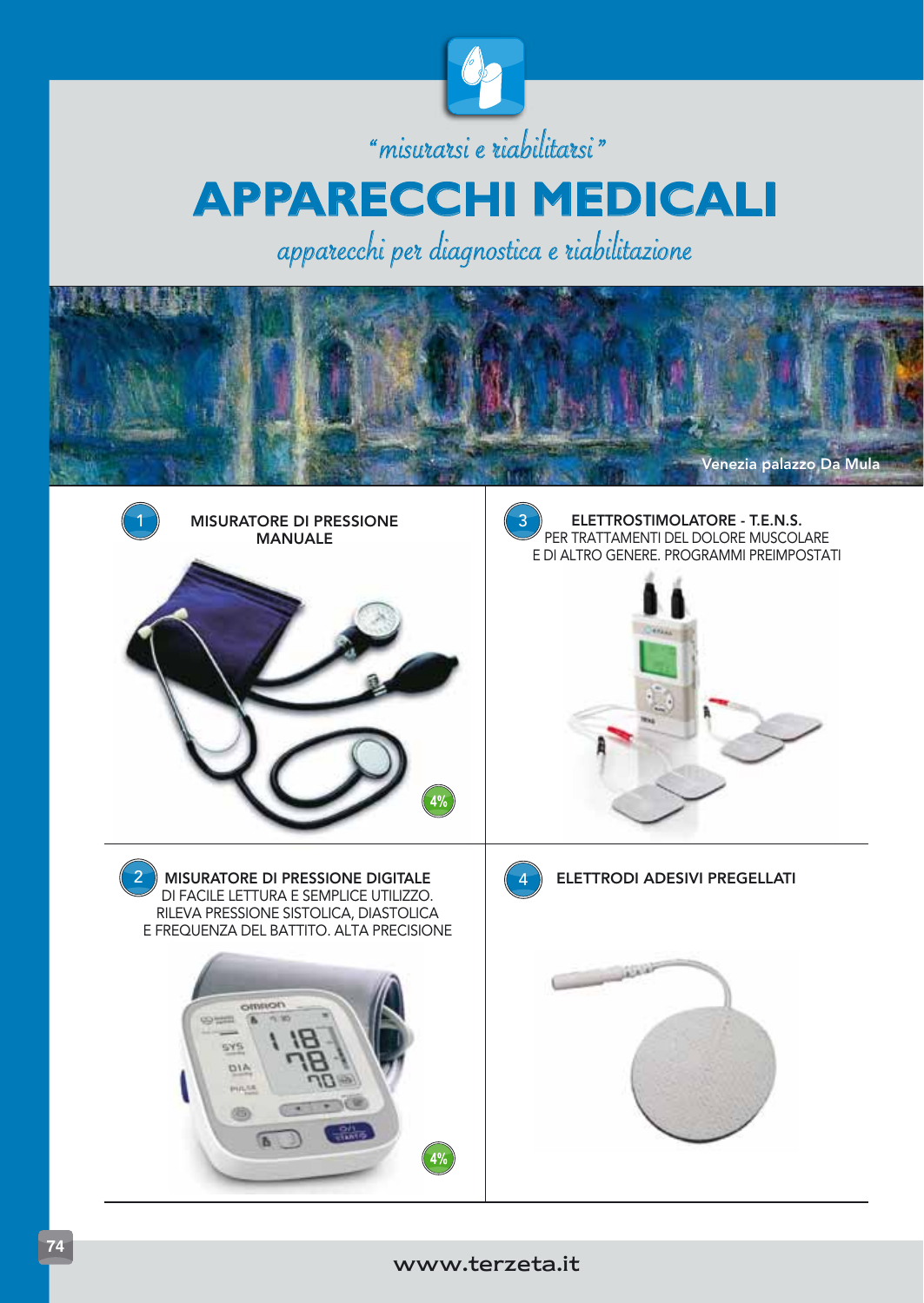*"misurarsi e riabilitarsi"*

# APPARECCHI MEDICALI

*apparecchi per diagnostica e riabilitazione*

Venezia palazzo Da Mula

**1** MISURATORE DI PRESSIONE MANUALE

4%

**2** MISURATORE DI PRESSIONE DIGITALE
DI FACILE LETTURA E SEMPLICE UTILIZZO.
RILEVA PRESSIONE SISTOLICA, DIASTOLICA
E FREQUENZA DEL BATTITO. ALTA PRECISIONE

4%

**3** ELETTROSTIMOLATORE - T.E.N.S.
PER TRATTAMENTI DEL DOLORE MUSCOLARE
E DI ALTRO GENERE. PROGRAMMI PREIMPOSTATI

**4** ELETTRODI ADESIVI PREGELLATI

www.terzeta.it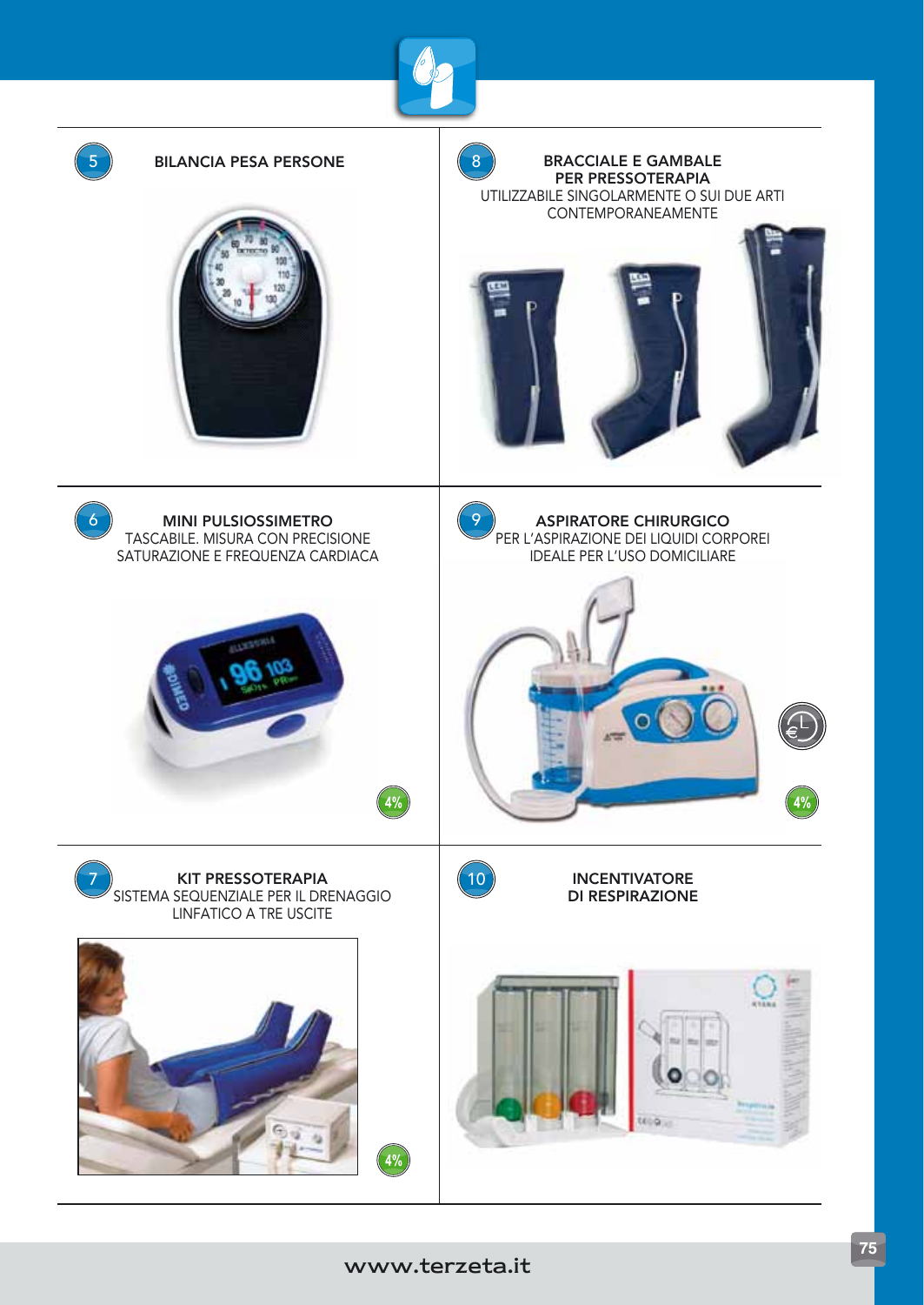### 5 BILANCIA PESA PERSONE

### 6 MINI PULSIOSSIMETRO

TASCABILE. MISURA CON PRECISIONE SATURAZIONE E FREQUENZA CARDIACA

4%

### 7 KIT PRESSOTERAPIA

SISTEMA SEQUENZIALE PER IL DRENAGGIO LINFATICO A TRE USCITE

4%

### 8 BRACCIALE E GAMBALE PER PRESSOTERAPIA

UTILIZZABILE SINGOLARMENTE O SUI DUE ARTI CONTEMPORANEAMENTE

### 9 ASPIRATORE CHIRURGICO

PER L'ASPIRAZIONE DEI LIQUIDI CORPOREI IDEALE PER L'USO DOMICILIARE

4%

### 10 INCENTIVATORE DI RESPIRAZIONE

www.terzeta.it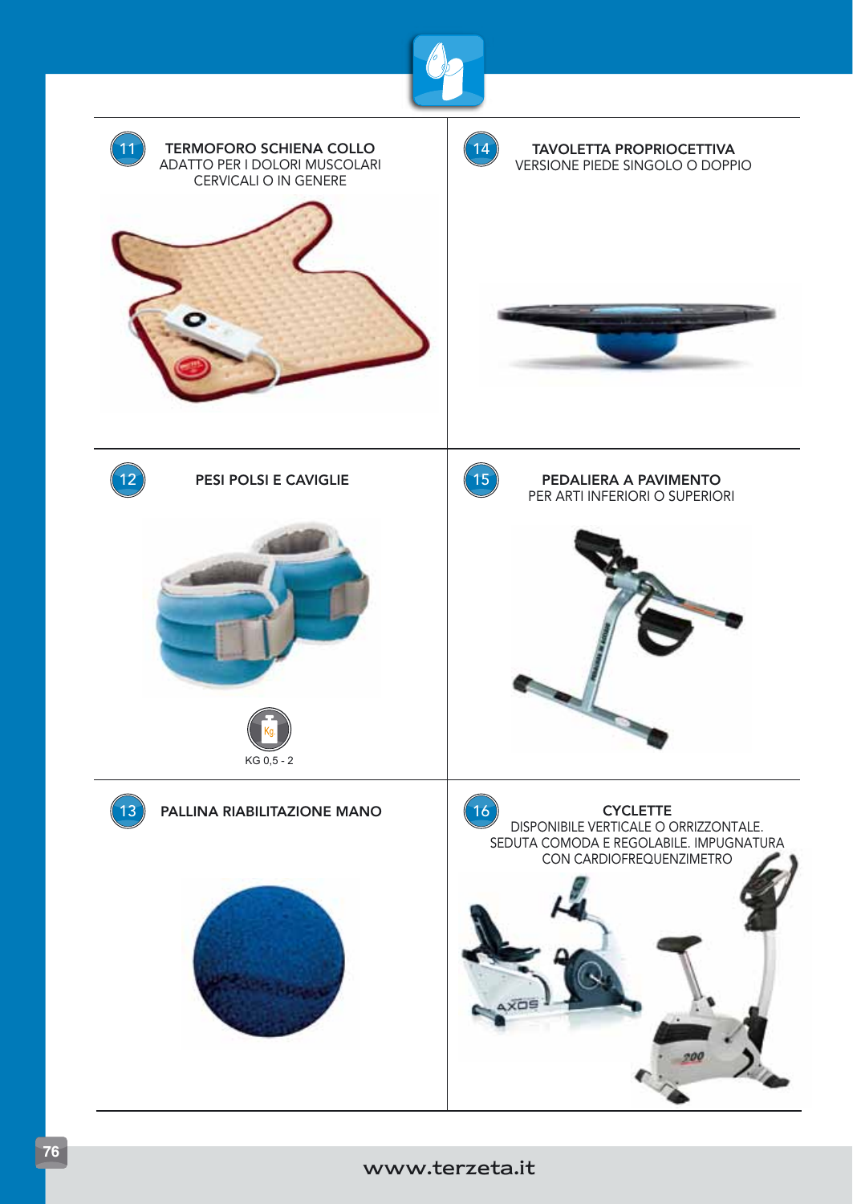## 11 TERMOFORO SCHIENA COLLO

ADATTO PER I DOLORI MUSCOLARI CERVICALI O IN GENERE

## 12 PESI POLSI E CAVIGLIE

KG 0,5 - 2

## 13 PALLINA RIABILITAZIONE MANO

## 14 TAVOLETTA PROPRIOCETTIVA

VERSIONE PIEDE SINGOLO O DOPPIO

## 15 PEDALIERA A PAVIMENTO

PER ARTI INFERIORI O SUPERIORI

## 16 CYCLETTE

DISPONIBILE VERTICALE O ORRIZZONTALE. SEDUTA COMODA E REGOLABILE. IMPUGNATURA CON CARDIOFREQUENZIMETRO

www.terzeta.it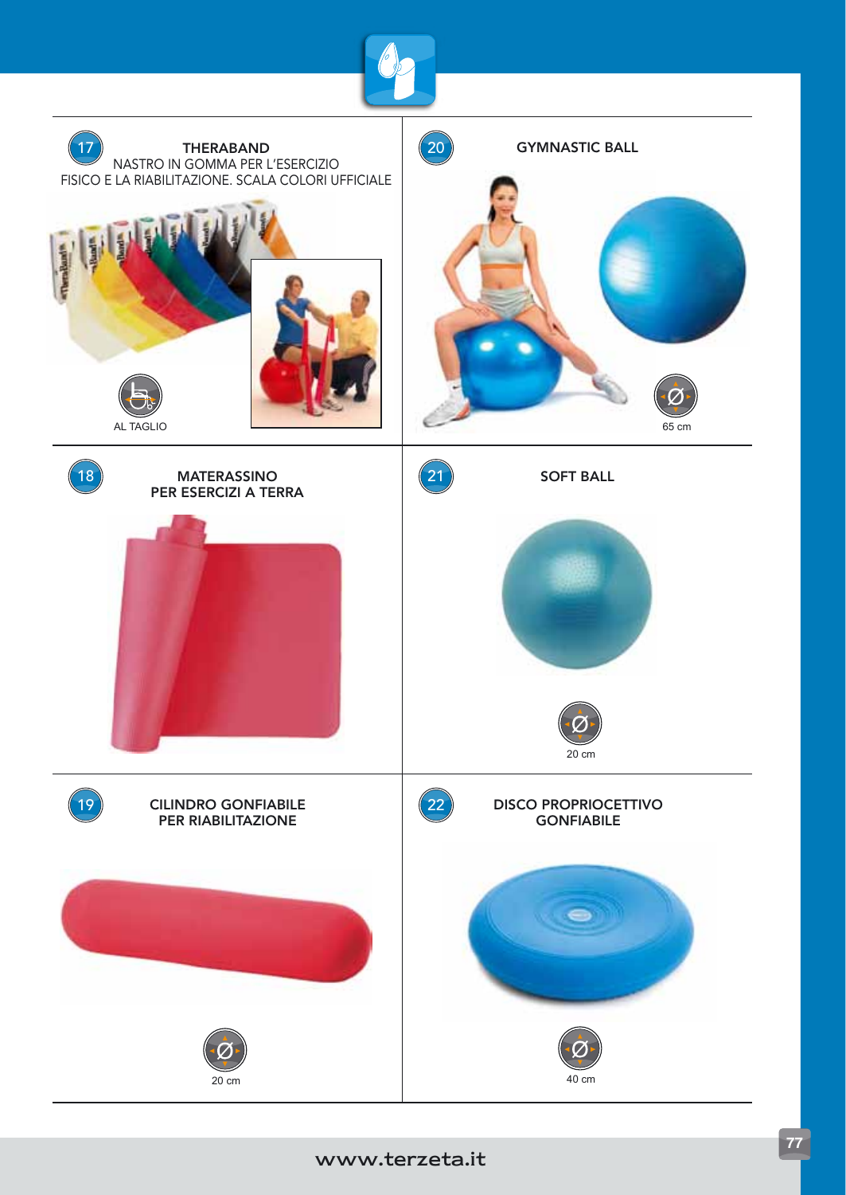17 **THERABAND**
NASTRO IN GOMMA PER L'ESERCIZIO FISICO E LA RIABILITAZIONE. SCALA COLORI UFFICIALE

AL TAGLIO

20 **GYMNASTIC BALL**

65 cm

18 **MATERASSINO PER ESERCIZI A TERRA**

21 **SOFT BALL**

20 cm

19 **CILINDRO GONFIABILE PER RIABILITAZIONE**

20 cm

22 **DISCO PROPRIOCETTIVO GONFIABILE**

40 cm

www.terzeta.it